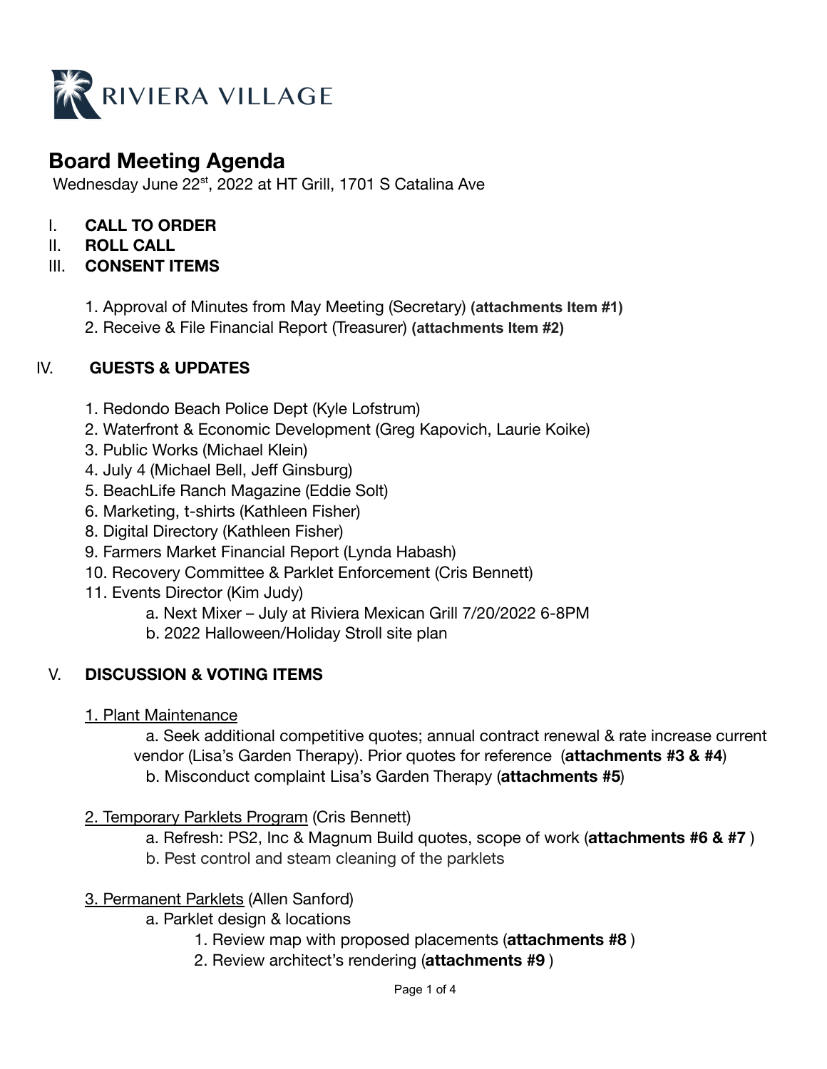RIVIERA VILLAGE

# Board Meeting Agenda

Wednesday June 22nd, 2022 at HT Grill, 1701 S Catalina Ave

I. **CALL TO ORDER**
II. **ROLL CALL**
III. **CONSENT ITEMS**

1. Approval of Minutes from May Meeting (Secretary) **(attachments Item #1)**
2. Receive & File Financial Report (Treasurer) **(attachments Item #2)**

IV. **GUESTS & UPDATES**

1. Redondo Beach Police Dept (Kyle Lofstrum)
2. Waterfront & Economic Development (Greg Kapovich, Laurie Koike)
3. Public Works (Michael Klein)
4. July 4 (Michael Bell, Jeff Ginsburg)
5. BeachLife Ranch Magazine (Eddie Solt)
6. Marketing, t-shirts (Kathleen Fisher)
8. Digital Directory (Kathleen Fisher)
9. Farmers Market Financial Report (Lynda Habash)
10. Recovery Committee & Parklet Enforcement (Cris Bennett)
11. Events Director (Kim Judy)
    a. Next Mixer – July at Riviera Mexican Grill 7/20/2022 6-8PM
    b. 2022 Halloween/Holiday Stroll site plan

V. **DISCUSSION & VOTING ITEMS**

<u>1. Plant Maintenance</u>

a. Seek additional competitive quotes; annual contract renewal & rate increase current vendor (Lisa's Garden Therapy). Prior quotes for reference (**attachments #3 & #4**)

b. Misconduct complaint Lisa's Garden Therapy (**attachments #5**)

<u>2. Temporary Parklets Program</u> (Cris Bennett)

a. Refresh: PS2, Inc & Magnum Build quotes, scope of work (**attachments #6 & #7** )

b. Pest control and steam cleaning of the parklets

<u>3. Permanent Parklets</u> (Allen Sanford)

a. Parklet design & locations
   1. Review map with proposed placements (**attachments #8** )
   2. Review architect's rendering (**attachments #9** )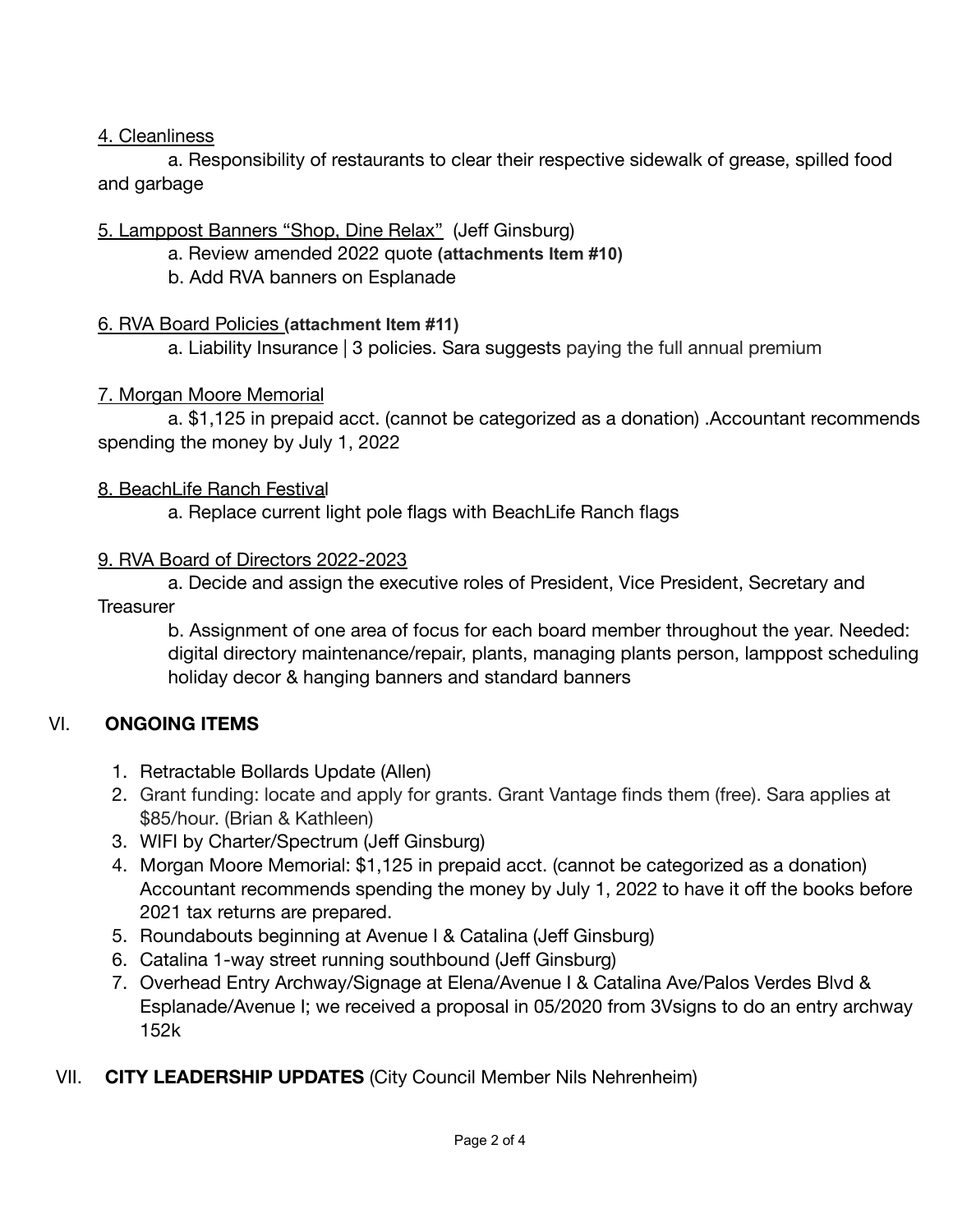4. Cleanliness

a. Responsibility of restaurants to clear their respective sidewalk of grease, spilled food and garbage

5. Lamppost Banners "Shop, Dine Relax" (Jeff Ginsburg)

a. Review amended 2022 quote **(attachments Item #10)**

b. Add RVA banners on Esplanade

6. RVA Board Policies **(attachment Item #11)**

a. Liability Insurance | 3 policies. Sara suggests paying the full annual premium

7. Morgan Moore Memorial

a. $1,125 in prepaid acct. (cannot be categorized as a donation) .Accountant recommends spending the money by July 1, 2022

8. BeachLife Ranch Festival

a. Replace current light pole flags with BeachLife Ranch flags

9. RVA Board of Directors 2022-2023

a. Decide and assign the executive roles of President, Vice President, Secretary and Treasurer

b. Assignment of one area of focus for each board member throughout the year. Needed: digital directory maintenance/repair, plants, managing plants person, lamppost scheduling holiday decor & hanging banners and standard banners

## VI. ONGOING ITEMS

1. Retractable Bollards Update (Allen)
2. Grant funding: locate and apply for grants. Grant Vantage finds them (free). Sara applies at $85/hour. (Brian & Kathleen)
3. WIFI by Charter/Spectrum (Jeff Ginsburg)
4. Morgan Moore Memorial: $1,125 in prepaid acct. (cannot be categorized as a donation) Accountant recommends spending the money by July 1, 2022 to have it off the books before 2021 tax returns are prepared.
5. Roundabouts beginning at Avenue I & Catalina (Jeff Ginsburg)
6. Catalina 1-way street running southbound (Jeff Ginsburg)
7. Overhead Entry Archway/Signage at Elena/Avenue I & Catalina Ave/Palos Verdes Blvd & Esplanade/Avenue I; we received a proposal in 05/2020 from 3Vsigns to do an entry archway 152k

## VII. CITY LEADERSHIP UPDATES (City Council Member Nils Nehrenheim)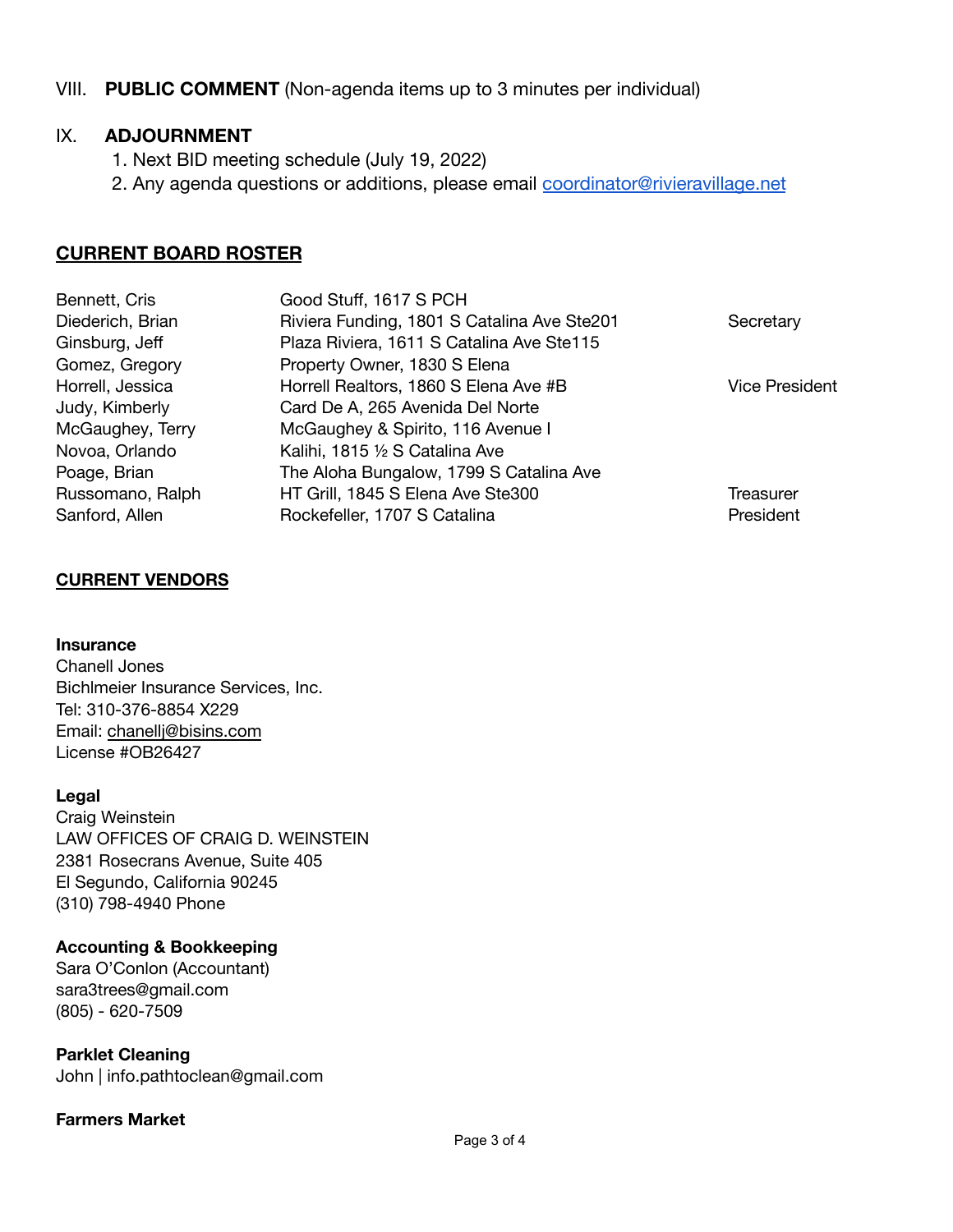VIII. **PUBLIC COMMENT** (Non-agenda items up to 3 minutes per individual)

IX. **ADJOURNMENT**

1. Next BID meeting schedule (July 19, 2022)
2. Any agenda questions or additions, please email coordinator@rivieravillage.net

## CURRENT BOARD ROSTER

| | | |
|---|---|---|
| Bennett, Cris | Good Stuff, 1617 S PCH | |
| Diederich, Brian | Riviera Funding, 1801 S Catalina Ave Ste201 | Secretary |
| Ginsburg, Jeff | Plaza Riviera, 1611 S Catalina Ave Ste115 | |
| Gomez, Gregory | Property Owner, 1830 S Elena | |
| Horrell, Jessica | Horrell Realtors, 1860 S Elena Ave #B | Vice President |
| Judy, Kimberly | Card De A, 265 Avenida Del Norte | |
| McGaughey, Terry | McGaughey & Spirito, 116 Avenue I | |
| Novoa, Orlando | Kalihi, 1815 ½ S Catalina Ave | |
| Poage, Brian | The Aloha Bungalow, 1799 S Catalina Ave | |
| Russomano, Ralph | HT Grill, 1845 S Elena Ave Ste300 | Treasurer |
| Sanford, Allen | Rockefeller, 1707 S Catalina | President |

## CURRENT VENDORS

**Insurance**
Chanell Jones
Bichlmeier Insurance Services, Inc.
Tel: 310-376-8854 X229
Email: chanellj@bisins.com
License #OB26427

**Legal**
Craig Weinstein
LAW OFFICES OF CRAIG D. WEINSTEIN
2381 Rosecrans Avenue, Suite 405
El Segundo, California 90245
(310) 798-4940 Phone

**Accounting & Bookkeeping**
Sara O'Conlon (Accountant)
sara3trees@gmail.com
(805) - 620-7509

**Parklet Cleaning**
John | info.pathtoclean@gmail.com

**Farmers Market**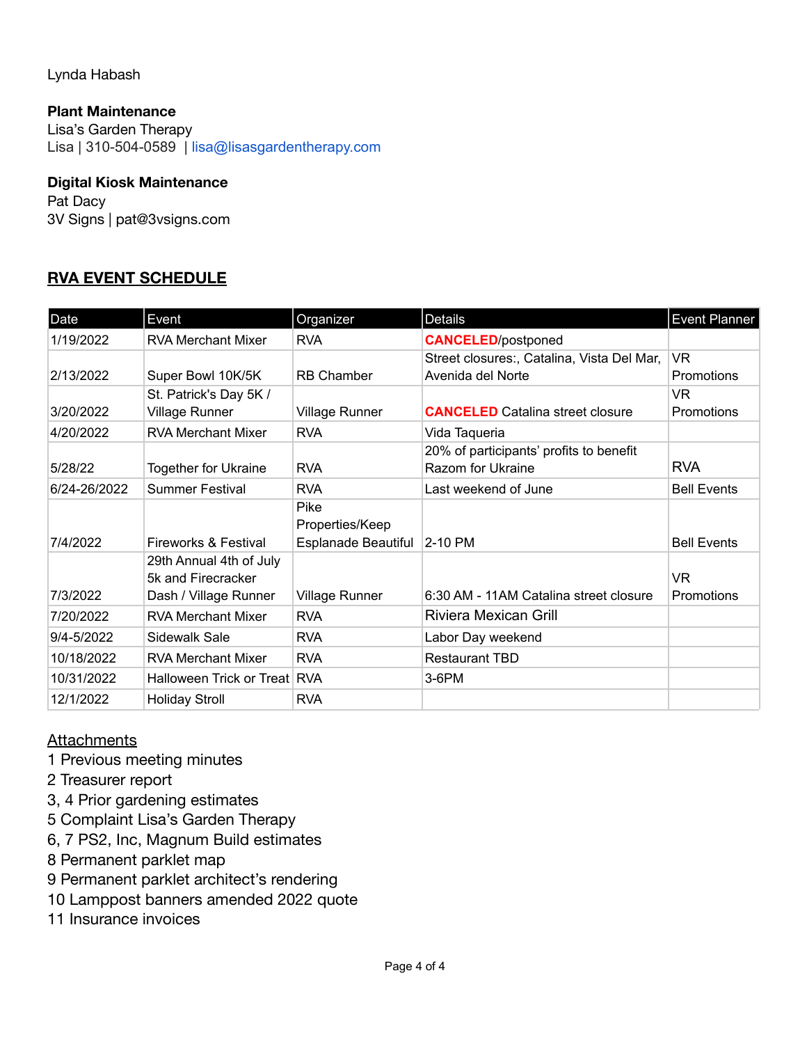Lynda Habash

**Plant Maintenance**
Lisa's Garden Therapy
Lisa | 310-504-0589 | lisa@lisasgardentherapy.com

**Digital Kiosk Maintenance**
Pat Dacy
3V Signs | pat@3vsigns.com

## RVA EVENT SCHEDULE

| Date | Event | Organizer | Details | Event Planner |
|---|---|---|---|---|
| 1/19/2022 | RVA Merchant Mixer | RVA | **CANCELED**/postponed | |
| 2/13/2022 | Super Bowl 10K/5K | RB Chamber | Street closures:, Catalina, Vista Del Mar, Avenida del Norte | VR Promotions |
| 3/20/2022 | St. Patrick's Day 5K / Village Runner | Village Runner | **CANCELED** Catalina street closure | VR Promotions |
| 4/20/2022 | RVA Merchant Mixer | RVA | Vida Taqueria | |
| 5/28/22 | Together for Ukraine | RVA | 20% of participants' profits to benefit Razom for Ukraine | RVA |
| 6/24-26/2022 | Summer Festival | RVA | Last weekend of June | Bell Events |
| 7/4/2022 | Fireworks & Festival | Pike Properties/Keep Esplanade Beautiful | 2-10 PM | Bell Events |
| 7/3/2022 | 29th Annual 4th of July 5k and Firecracker Dash / Village Runner | Village Runner | 6:30 AM - 11AM Catalina street closure | VR Promotions |
| 7/20/2022 | RVA Merchant Mixer | RVA | Riviera Mexican Grill | |
| 9/4-5/2022 | Sidewalk Sale | RVA | Labor Day weekend | |
| 10/18/2022 | RVA Merchant Mixer | RVA | Restaurant TBD | |
| 10/31/2022 | Halloween Trick or Treat | RVA | 3-6PM | |
| 12/1/2022 | Holiday Stroll | RVA | | |

Attachments
1 Previous meeting minutes
2 Treasurer report
3, 4 Prior gardening estimates
5 Complaint Lisa's Garden Therapy
6, 7 PS2, Inc, Magnum Build estimates
8 Permanent parklet map
9 Permanent parklet architect's rendering
10 Lamppost banners amended 2022 quote
11 Insurance invoices